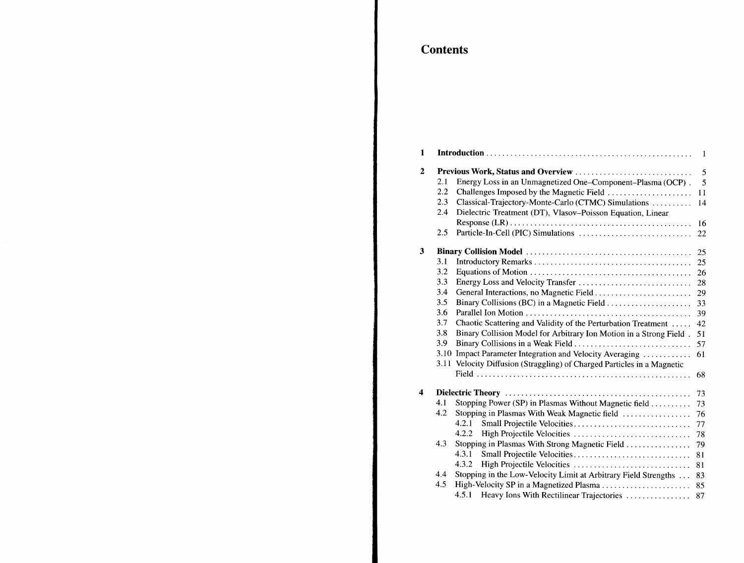# Contents

| | | |
|---|---|---|
| **1** | **Introduction** | 1 |
| **2** | **Previous Work, Status and Overview** | 5 |
| | 2.1 Energy Loss in an Unmagnetized One–Component–Plasma (OCP) | 5 |
| | 2.2 Challenges Imposed by the Magnetic Field | 11 |
| | 2.3 Classical-Trajectory-Monte-Carlo (CTMC) Simulations | 14 |
| | 2.4 Dielectric Treatment (DT), Vlasov–Poisson Equation, Linear Response (LR) | 16 |
| | 2.5 Particle-In-Cell (PIC) Simulations | 22 |
| **3** | **Binary Collision Model** | 25 |
| | 3.1 Introductory Remarks | 25 |
| | 3.2 Equations of Motion | 26 |
| | 3.3 Energy Loss and Velocity Transfer | 28 |
| | 3.4 General Interactions, no Magnetic Field | 29 |
| | 3.5 Binary Collisions (BC) in a Magnetic Field | 33 |
| | 3.6 Parallel Ion Motion | 39 |
| | 3.7 Chaotic Scattering and Validity of the Perturbation Treatment | 42 |
| | 3.8 Binary Collision Model for Arbitrary Ion Motion in a Strong Field | 51 |
| | 3.9 Binary Collisions in a Weak Field | 57 |
| | 3.10 Impact Parameter Integration and Velocity Averaging | 61 |
| | 3.11 Velocity Diffusion (Straggling) of Charged Particles in a Magnetic Field | 68 |
| **4** | **Dielectric Theory** | 73 |
| | 4.1 Stopping Power (SP) in Plasmas Without Magnetic field | 73 |
| | 4.2 Stopping in Plasmas With Weak Magnetic field | 76 |
| | 4.2.1 Small Projectile Velocities | 77 |
| | 4.2.2 High Projectile Velocities | 78 |
| | 4.3 Stopping in Plasmas With Strong Magnetic Field | 79 |
| | 4.3.1 Small Projectile Velocities | 81 |
| | 4.3.2 High Projectile Velocities | 81 |
| | 4.4 Stopping in the Low-Velocity Limit at Arbitrary Field Strengths | 83 |
| | 4.5 High-Velocity SP in a Magnetized Plasma | 85 |
| | 4.5.1 Heavy Ions With Rectilinear Trajectories | 87 |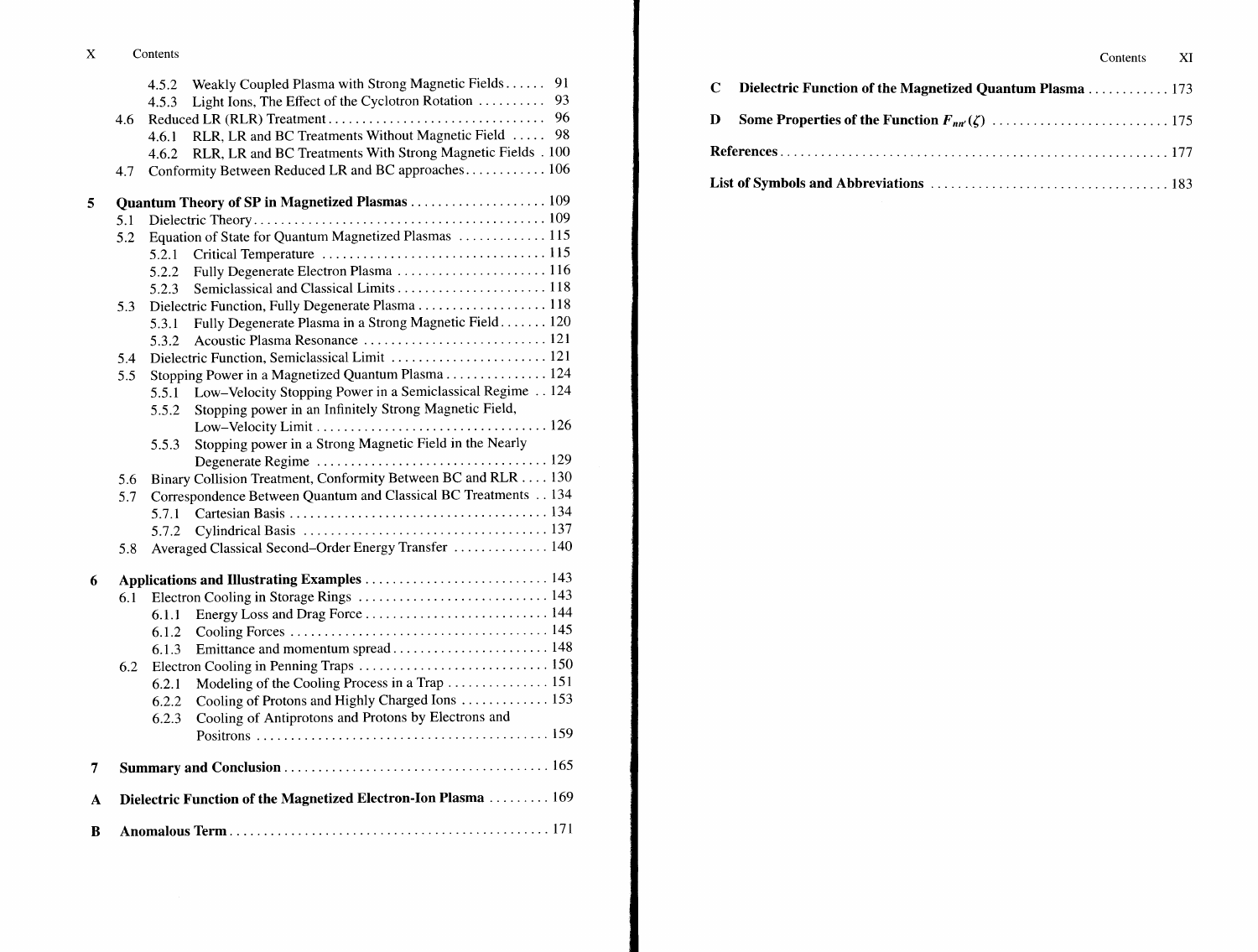4.5.2 Weakly Coupled Plasma with Strong Magnetic Fields . . . . . . 91
4.5.3 Light Ions, The Effect of the Cyclotron Rotation . . . . . . . . . . 93
4.6 Reduced LR (RLR) Treatment . . . . . . . . . . . . . . . . . . . . . . . . . . . . . . . . 96
4.6.1 RLR, LR and BC Treatments Without Magnetic Field . . . . . 98
4.6.2 RLR, LR and BC Treatments With Strong Magnetic Fields . 100
4.7 Conformity Between Reduced LR and BC approaches . . . . . . . . . . . . 106

**5 Quantum Theory of SP in Magnetized Plasmas** . . . . . . . . . . . . . . . . . . . . 109
5.1 Dielectric Theory . . . . . . . . . . . . . . . . . . . . . . . . . . . . . . . . . . . . . . . . . . . 109
5.2 Equation of State for Quantum Magnetized Plasmas . . . . . . . . . . . . . 115
5.2.1 Critical Temperature . . . . . . . . . . . . . . . . . . . . . . . . . . . . . . . . . . 115
5.2.2 Fully Degenerate Electron Plasma . . . . . . . . . . . . . . . . . . . . . . 116
5.2.3 Semiclassical and Classical Limits . . . . . . . . . . . . . . . . . . . . . . 118
5.3 Dielectric Function, Fully Degenerate Plasma . . . . . . . . . . . . . . . . . . . 118
5.3.1 Fully Degenerate Plasma in a Strong Magnetic Field . . . . . . . 120
5.3.2 Acoustic Plasma Resonance . . . . . . . . . . . . . . . . . . . . . . . . . . . 121
5.4 Dielectric Function, Semiclassical Limit . . . . . . . . . . . . . . . . . . . . . . . 121
5.5 Stopping Power in a Magnetized Quantum Plasma . . . . . . . . . . . . . . . 124
5.5.1 Low–Velocity Stopping Power in a Semiclassical Regime . . 124
5.5.2 Stopping power in an Infinitely Strong Magnetic Field, Low–Velocity Limit . . . . . . . . . . . . . . . . . . . . . . . . . . . . . . . . . . . 126
5.5.3 Stopping power in a Strong Magnetic Field in the Nearly Degenerate Regime . . . . . . . . . . . . . . . . . . . . . . . . . . . . . . . . . . 129
5.6 Binary Collision Treatment, Conformity Between BC and RLR . . . . 130
5.7 Correspondence Between Quantum and Classical BC Treatments . . 134
5.7.1 Cartesian Basis . . . . . . . . . . . . . . . . . . . . . . . . . . . . . . . . . . . . . . 134
5.7.2 Cylindrical Basis . . . . . . . . . . . . . . . . . . . . . . . . . . . . . . . . . . . . 137
5.8 Averaged Classical Second–Order Energy Transfer . . . . . . . . . . . . . . 140

**6 Applications and Illustrating Examples** . . . . . . . . . . . . . . . . . . . . . . . . . . . 143
6.1 Electron Cooling in Storage Rings . . . . . . . . . . . . . . . . . . . . . . . . . . . . 143
6.1.1 Energy Loss and Drag Force . . . . . . . . . . . . . . . . . . . . . . . . . . . 144
6.1.2 Cooling Forces . . . . . . . . . . . . . . . . . . . . . . . . . . . . . . . . . . . . . . 145
6.1.3 Emittance and momentum spread . . . . . . . . . . . . . . . . . . . . . . . 148
6.2 Electron Cooling in Penning Traps . . . . . . . . . . . . . . . . . . . . . . . . . . . . 150
6.2.1 Modeling of the Cooling Process in a Trap . . . . . . . . . . . . . . . 151
6.2.2 Cooling of Protons and Highly Charged Ions . . . . . . . . . . . . . 153
6.2.3 Cooling of Antiprotons and Protons by Electrons and Positrons . . . . . . . . . . . . . . . . . . . . . . . . . . . . . . . . . . . . . . . . . . . 159

**7 Summary and Conclusion** . . . . . . . . . . . . . . . . . . . . . . . . . . . . . . . . . . . . . . . 165

**A Dielectric Function of the Magnetized Electron-Ion Plasma** . . . . . . . . . 169

**B Anomalous Term** . . . . . . . . . . . . . . . . . . . . . . . . . . . . . . . . . . . . . . . . . . . . . . 171

**C Dielectric Function of the Magnetized Quantum Plasma** . . . . . . . . . . . . 173

**D Some Properties of the Function $F_{nn'}(\zeta)$** . . . . . . . . . . . . . . . . . . . . . . . . . . 175

**References** . . . . . . . . . . . . . . . . . . . . . . . . . . . . . . . . . . . . . . . . . . . . . . . . . . . . . . . 177

**List of Symbols and Abbreviations** . . . . . . . . . . . . . . . . . . . . . . . . . . . . . . . . . . 183